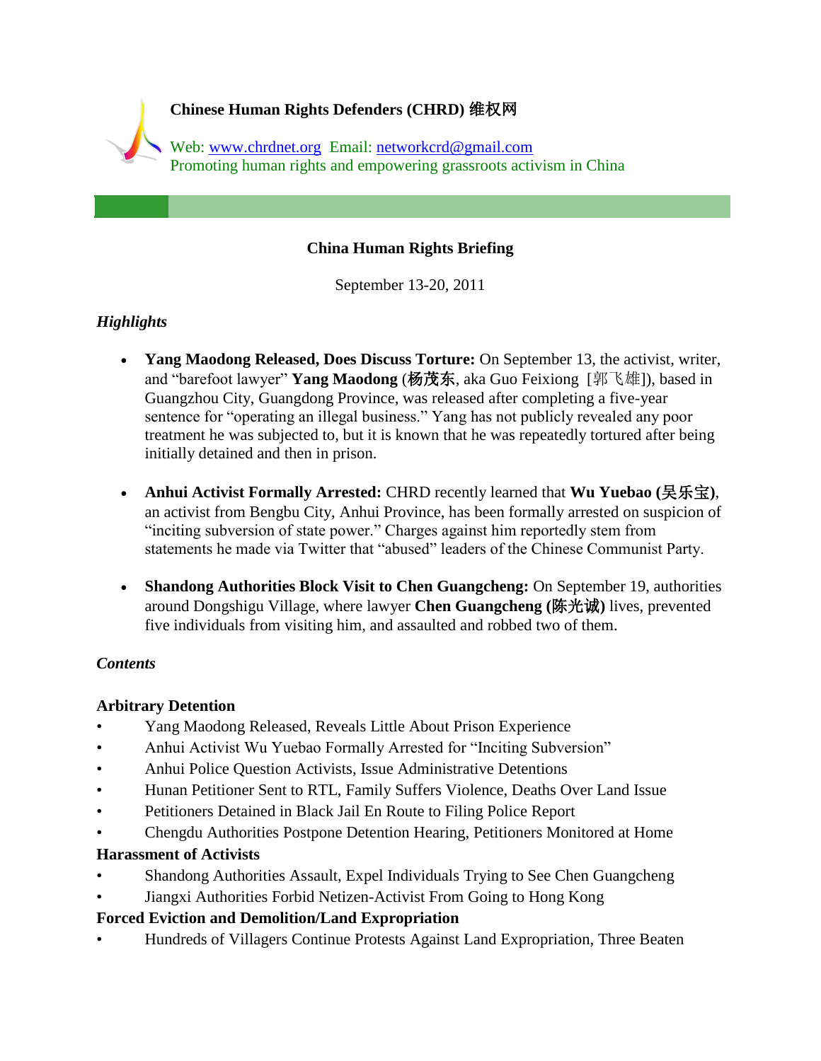**Chinese Human Rights Defenders (CHRD) 维权网**

Web: [www.chrdnet.org](http://www.chrdnet.org) Email: [networkcrd@gmail.com](mailto:networkcrd@gmail.com)
Promoting human rights and empowering grassroots activism in China

## China Human Rights Briefing

September 13-20, 2011

### *Highlights*

- **Yang Maodong Released, Does Discuss Torture:** On September 13, the activist, writer, and "barefoot lawyer" **Yang Maodong** (**杨茂东**, aka Guo Feixiong [郭飞雄]), based in Guangzhou City, Guangdong Province, was released after completing a five-year sentence for "operating an illegal business." Yang has not publicly revealed any poor treatment he was subjected to, but it is known that he was repeatedly tortured after being initially detained and then in prison.

- **Anhui Activist Formally Arrested:** CHRD recently learned that **Wu Yuebao (吴乐宝)**, an activist from Bengbu City, Anhui Province, has been formally arrested on suspicion of "inciting subversion of state power." Charges against him reportedly stem from statements he made via Twitter that "abused" leaders of the Chinese Communist Party.

- **Shandong Authorities Block Visit to Chen Guangcheng:** On September 19, authorities around Dongshigu Village, where lawyer **Chen Guangcheng (陈光诚)** lives, prevented five individuals from visiting him, and assaulted and robbed two of them.

### *Contents*

**Arbitrary Detention**

- Yang Maodong Released, Reveals Little About Prison Experience
- Anhui Activist Wu Yuebao Formally Arrested for "Inciting Subversion"
- Anhui Police Question Activists, Issue Administrative Detentions
- Hunan Petitioner Sent to RTL, Family Suffers Violence, Deaths Over Land Issue
- Petitioners Detained in Black Jail En Route to Filing Police Report
- Chengdu Authorities Postpone Detention Hearing, Petitioners Monitored at Home

**Harassment of Activists**

- Shandong Authorities Assault, Expel Individuals Trying to See Chen Guangcheng
- Jiangxi Authorities Forbid Netizen-Activist From Going to Hong Kong

**Forced Eviction and Demolition/Land Expropriation**

- Hundreds of Villagers Continue Protests Against Land Expropriation, Three Beaten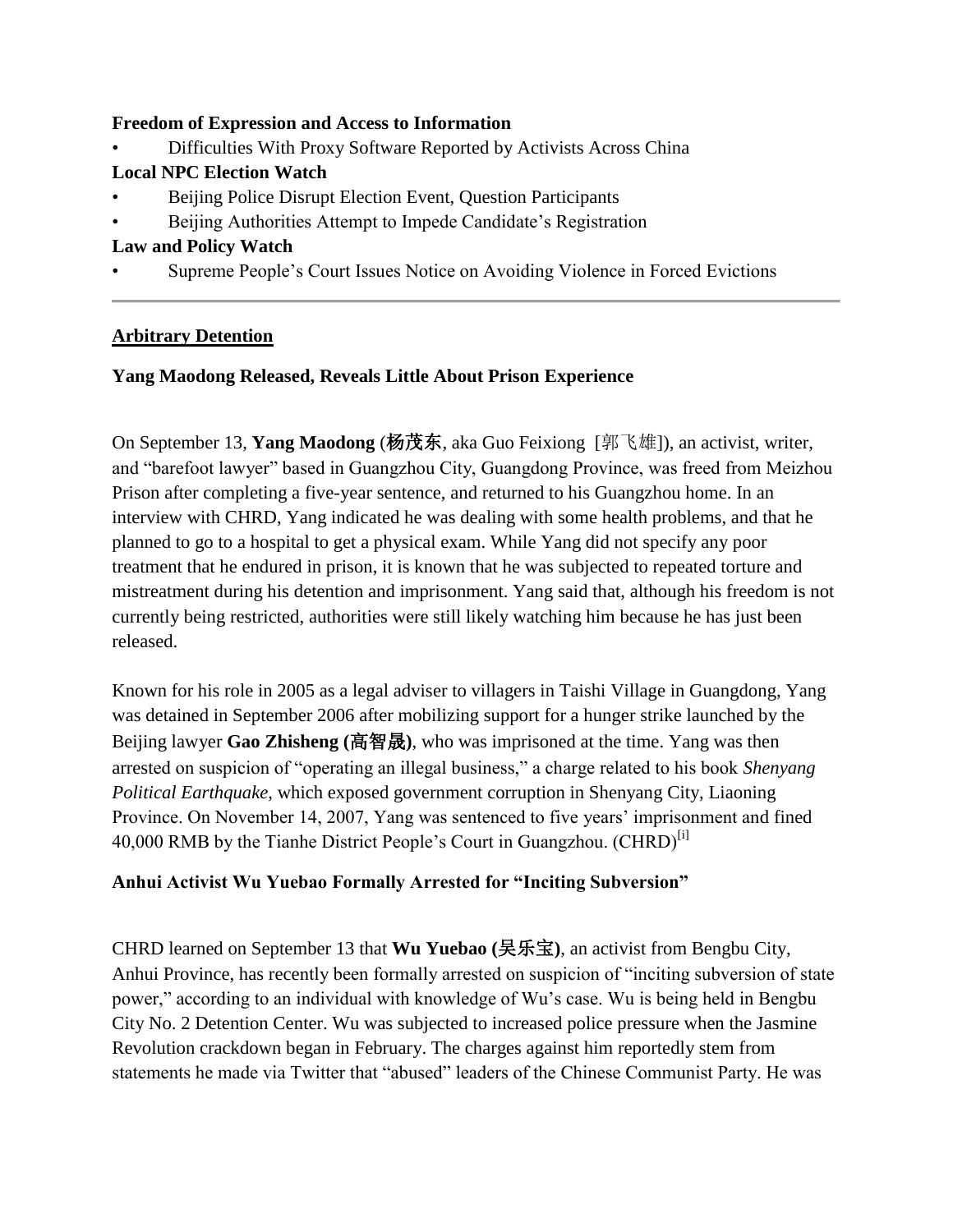**Freedom of Expression and Access to Information**

- Difficulties With Proxy Software Reported by Activists Across China

**Local NPC Election Watch**

- Beijing Police Disrupt Election Event, Question Participants
- Beijing Authorities Attempt to Impede Candidate's Registration

**Law and Policy Watch**

- Supreme People's Court Issues Notice on Avoiding Violence in Forced Evictions

---

## Arbitrary Detention

### Yang Maodong Released, Reveals Little About Prison Experience

On September 13, **Yang Maodong** (**杨茂东**, aka Guo Feixiong [郭飞雄]), an activist, writer, and "barefoot lawyer" based in Guangzhou City, Guangdong Province, was freed from Meizhou Prison after completing a five-year sentence, and returned to his Guangzhou home. In an interview with CHRD, Yang indicated he was dealing with some health problems, and that he planned to go to a hospital to get a physical exam. While Yang did not specify any poor treatment that he endured in prison, it is known that he was subjected to repeated torture and mistreatment during his detention and imprisonment. Yang said that, although his freedom is not currently being restricted, authorities were still likely watching him because he has just been released.

Known for his role in 2005 as a legal adviser to villagers in Taishi Village in Guangdong, Yang was detained in September 2006 after mobilizing support for a hunger strike launched by the Beijing lawyer **Gao Zhisheng (高智晟)**, who was imprisoned at the time. Yang was then arrested on suspicion of "operating an illegal business," a charge related to his book *Shenyang Political Earthquake*, which exposed government corruption in Shenyang City, Liaoning Province. On November 14, 2007, Yang was sentenced to five years' imprisonment and fined 40,000 RMB by the Tianhe District People's Court in Guangzhou. (CHRD)[i]

### Anhui Activist Wu Yuebao Formally Arrested for "Inciting Subversion"

CHRD learned on September 13 that **Wu Yuebao (吴乐宝)**, an activist from Bengbu City, Anhui Province, has recently been formally arrested on suspicion of "inciting subversion of state power," according to an individual with knowledge of Wu's case. Wu is being held in Bengbu City No. 2 Detention Center. Wu was subjected to increased police pressure when the Jasmine Revolution crackdown began in February. The charges against him reportedly stem from statements he made via Twitter that "abused" leaders of the Chinese Communist Party. He was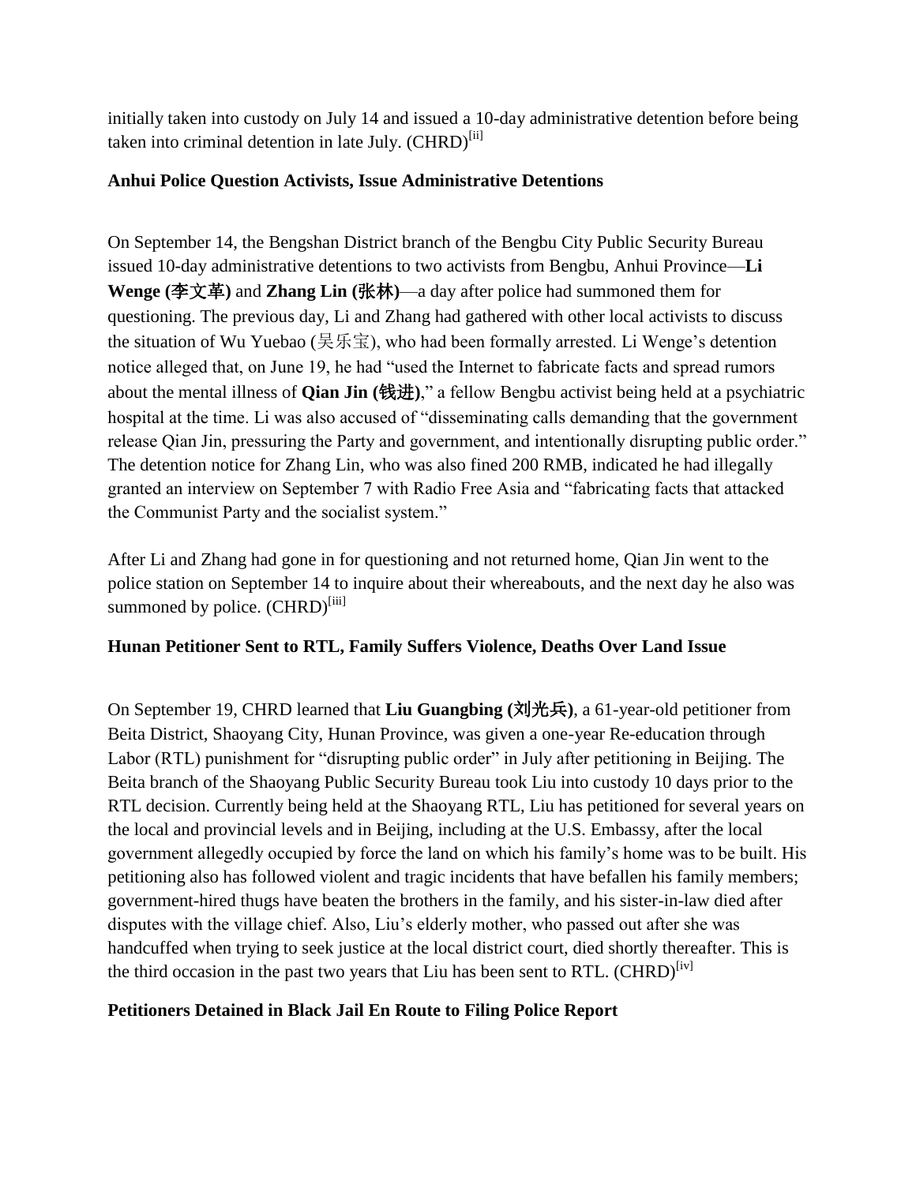initially taken into custody on July 14 and issued a 10-day administrative detention before being taken into criminal detention in late July. (CHRD)[ii]

**Anhui Police Question Activists, Issue Administrative Detentions**

On September 14, the Bengshan District branch of the Bengbu City Public Security Bureau issued 10-day administrative detentions to two activists from Bengbu, Anhui Province—**Li Wenge (李文革)** and **Zhang Lin (张林)**—a day after police had summoned them for questioning. The previous day, Li and Zhang had gathered with other local activists to discuss the situation of Wu Yuebao (吴乐宝), who had been formally arrested. Li Wenge's detention notice alleged that, on June 19, he had "used the Internet to fabricate facts and spread rumors about the mental illness of **Qian Jin (钱进)**," a fellow Bengbu activist being held at a psychiatric hospital at the time. Li was also accused of "disseminating calls demanding that the government release Qian Jin, pressuring the Party and government, and intentionally disrupting public order." The detention notice for Zhang Lin, who was also fined 200 RMB, indicated he had illegally granted an interview on September 7 with Radio Free Asia and "fabricating facts that attacked the Communist Party and the socialist system."

After Li and Zhang had gone in for questioning and not returned home, Qian Jin went to the police station on September 14 to inquire about their whereabouts, and the next day he also was summoned by police. (CHRD)[iii]

**Hunan Petitioner Sent to RTL, Family Suffers Violence, Deaths Over Land Issue**

On September 19, CHRD learned that **Liu Guangbing (刘光兵)**, a 61-year-old petitioner from Beita District, Shaoyang City, Hunan Province, was given a one-year Re-education through Labor (RTL) punishment for "disrupting public order" in July after petitioning in Beijing. The Beita branch of the Shaoyang Public Security Bureau took Liu into custody 10 days prior to the RTL decision. Currently being held at the Shaoyang RTL, Liu has petitioned for several years on the local and provincial levels and in Beijing, including at the U.S. Embassy, after the local government allegedly occupied by force the land on which his family's home was to be built. His petitioning also has followed violent and tragic incidents that have befallen his family members; government-hired thugs have beaten the brothers in the family, and his sister-in-law died after disputes with the village chief. Also, Liu's elderly mother, who passed out after she was handcuffed when trying to seek justice at the local district court, died shortly thereafter. This is the third occasion in the past two years that Liu has been sent to RTL. (CHRD)[iv]

**Petitioners Detained in Black Jail En Route to Filing Police Report**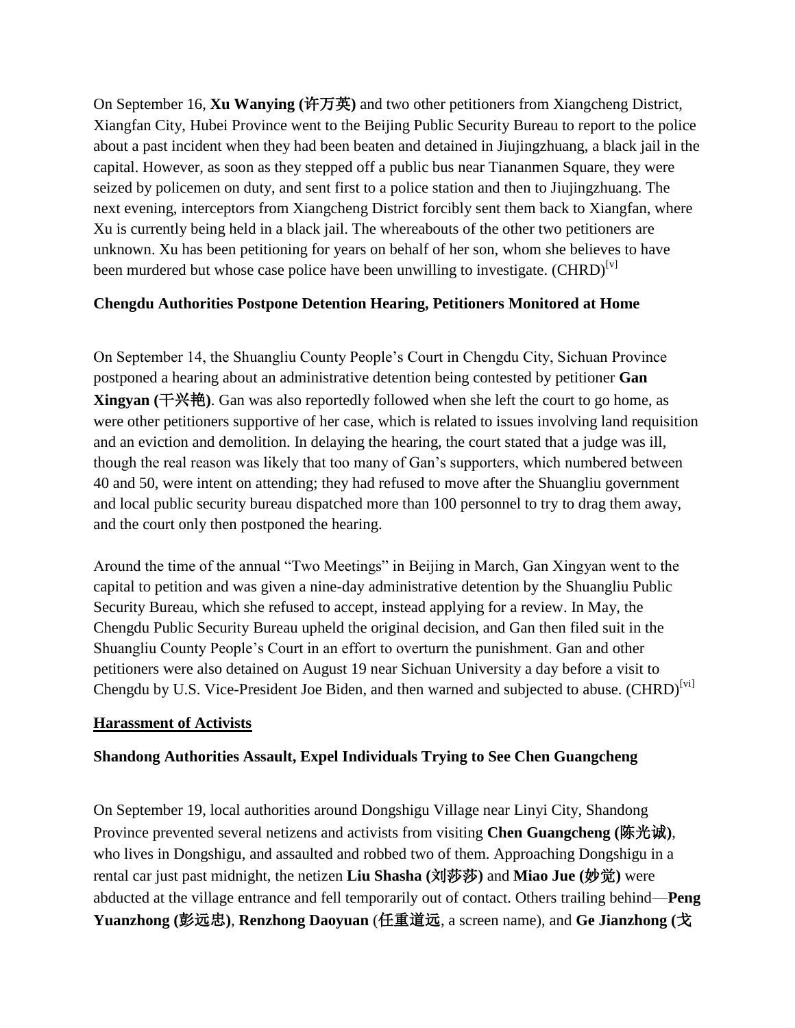On September 16, **Xu Wanying (许万英)** and two other petitioners from Xiangcheng District, Xiangfan City, Hubei Province went to the Beijing Public Security Bureau to report to the police about a past incident when they had been beaten and detained in Jiujingzhuang, a black jail in the capital. However, as soon as they stepped off a public bus near Tiananmen Square, they were seized by policemen on duty, and sent first to a police station and then to Jiujingzhuang. The next evening, interceptors from Xiangcheng District forcibly sent them back to Xiangfan, where Xu is currently being held in a black jail. The whereabouts of the other two petitioners are unknown. Xu has been petitioning for years on behalf of her son, whom she believes to have been murdered but whose case police have been unwilling to investigate. (CHRD)[v]

**Chengdu Authorities Postpone Detention Hearing, Petitioners Monitored at Home**

On September 14, the Shuangliu County People's Court in Chengdu City, Sichuan Province postponed a hearing about an administrative detention being contested by petitioner **Gan Xingyan (干兴艳)**. Gan was also reportedly followed when she left the court to go home, as were other petitioners supportive of her case, which is related to issues involving land requisition and an eviction and demolition. In delaying the hearing, the court stated that a judge was ill, though the real reason was likely that too many of Gan's supporters, which numbered between 40 and 50, were intent on attending; they had refused to move after the Shuangliu government and local public security bureau dispatched more than 100 personnel to try to drag them away, and the court only then postponed the hearing.

Around the time of the annual "Two Meetings" in Beijing in March, Gan Xingyan went to the capital to petition and was given a nine-day administrative detention by the Shuangliu Public Security Bureau, which she refused to accept, instead applying for a review. In May, the Chengdu Public Security Bureau upheld the original decision, and Gan then filed suit in the Shuangliu County People's Court in an effort to overturn the punishment. Gan and other petitioners were also detained on August 19 near Sichuan University a day before a visit to Chengdu by U.S. Vice-President Joe Biden, and then warned and subjected to abuse. (CHRD)[vi]

## Harassment of Activists

**Shandong Authorities Assault, Expel Individuals Trying to See Chen Guangcheng**

On September 19, local authorities around Dongshigu Village near Linyi City, Shandong Province prevented several netizens and activists from visiting **Chen Guangcheng (陈光诚)**, who lives in Dongshigu, and assaulted and robbed two of them. Approaching Dongshigu in a rental car just past midnight, the netizen **Liu Shasha (刘莎莎)** and **Miao Jue (妙觉)** were abducted at the village entrance and fell temporarily out of contact. Others trailing behind—**Peng Yuanzhong (彭远忠)**, **Renzhong Daoyuan** (任重道远, a screen name), and **Ge Jianzhong (戈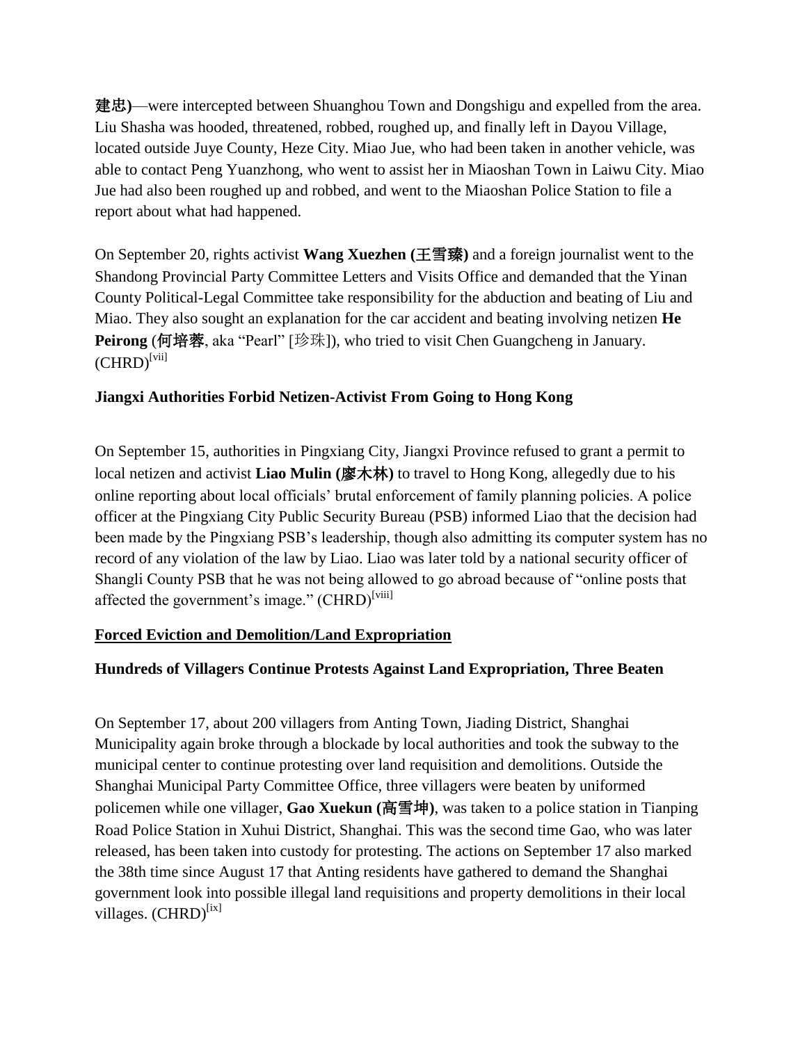**建忠)**—were intercepted between Shuanghou Town and Dongshigu and expelled from the area. Liu Shasha was hooded, threatened, robbed, roughed up, and finally left in Dayou Village, located outside Juye County, Heze City. Miao Jue, who had been taken in another vehicle, was able to contact Peng Yuanzhong, who went to assist her in Miaoshan Town in Laiwu City. Miao Jue had also been roughed up and robbed, and went to the Miaoshan Police Station to file a report about what had happened.

On September 20, rights activist **Wang Xuezhen (王雪臻)** and a foreign journalist went to the Shandong Provincial Party Committee Letters and Visits Office and demanded that the Yinan County Political-Legal Committee take responsibility for the abduction and beating of Liu and Miao. They also sought an explanation for the car accident and beating involving netizen **He Peirong** (**何培蓉**, aka "Pearl" [珍珠]), who tried to visit Chen Guangcheng in January. (CHRD)[vii]

**Jiangxi Authorities Forbid Netizen-Activist From Going to Hong Kong**

On September 15, authorities in Pingxiang City, Jiangxi Province refused to grant a permit to local netizen and activist **Liao Mulin (廖木林)** to travel to Hong Kong, allegedly due to his online reporting about local officials' brutal enforcement of family planning policies. A police officer at the Pingxiang City Public Security Bureau (PSB) informed Liao that the decision had been made by the Pingxiang PSB's leadership, though also admitting its computer system has no record of any violation of the law by Liao. Liao was later told by a national security officer of Shangli County PSB that he was not being allowed to go abroad because of "online posts that affected the government's image." (CHRD)[viii]

**Forced Eviction and Demolition/Land Expropriation**

**Hundreds of Villagers Continue Protests Against Land Expropriation, Three Beaten**

On September 17, about 200 villagers from Anting Town, Jiading District, Shanghai Municipality again broke through a blockade by local authorities and took the subway to the municipal center to continue protesting over land requisition and demolitions. Outside the Shanghai Municipal Party Committee Office, three villagers were beaten by uniformed policemen while one villager, **Gao Xuekun (高雪坤)**, was taken to a police station in Tianping Road Police Station in Xuhui District, Shanghai. This was the second time Gao, who was later released, has been taken into custody for protesting. The actions on September 17 also marked the 38th time since August 17 that Anting residents have gathered to demand the Shanghai government look into possible illegal land requisitions and property demolitions in their local villages. (CHRD)[ix]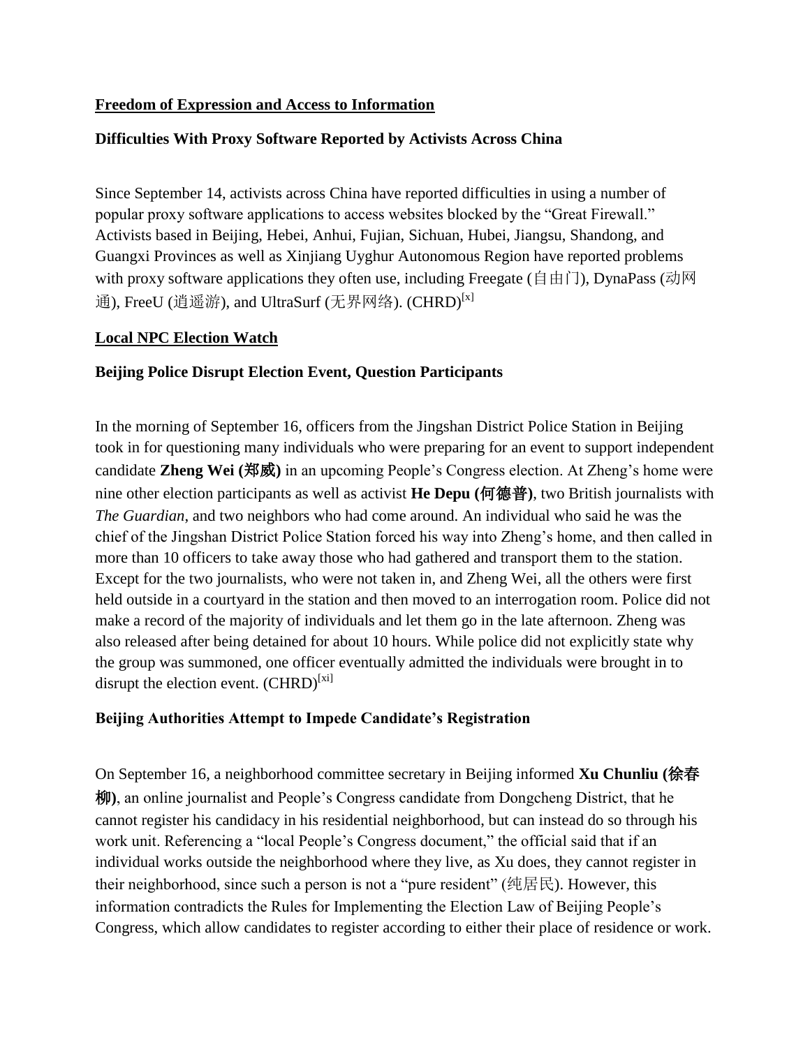## <u>Freedom of Expression and Access to Information</u>

### Difficulties With Proxy Software Reported by Activists Across China

Since September 14, activists across China have reported difficulties in using a number of popular proxy software applications to access websites blocked by the "Great Firewall." Activists based in Beijing, Hebei, Anhui, Fujian, Sichuan, Hubei, Jiangsu, Shandong, and Guangxi Provinces as well as Xinjiang Uyghur Autonomous Region have reported problems with proxy software applications they often use, including Freegate (自由门), DynaPass (动网通), FreeU (逍遥游), and UltraSurf (无界网络). (CHRD)[x]

## <u>Local NPC Election Watch</u>

### Beijing Police Disrupt Election Event, Question Participants

In the morning of September 16, officers from the Jingshan District Police Station in Beijing took in for questioning many individuals who were preparing for an event to support independent candidate **Zheng Wei (郑威)** in an upcoming People's Congress election. At Zheng's home were nine other election participants as well as activist **He Depu (何德普)**, two British journalists with *The Guardian*, and two neighbors who had come around. An individual who said he was the chief of the Jingshan District Police Station forced his way into Zheng's home, and then called in more than 10 officers to take away those who had gathered and transport them to the station. Except for the two journalists, who were not taken in, and Zheng Wei, all the others were first held outside in a courtyard in the station and then moved to an interrogation room. Police did not make a record of the majority of individuals and let them go in the late afternoon. Zheng was also released after being detained for about 10 hours. While police did not explicitly state why the group was summoned, one officer eventually admitted the individuals were brought in to disrupt the election event. (CHRD)[xi]

### Beijing Authorities Attempt to Impede Candidate's Registration

On September 16, a neighborhood committee secretary in Beijing informed **Xu Chunliu (徐春柳)**, an online journalist and People's Congress candidate from Dongcheng District, that he cannot register his candidacy in his residential neighborhood, but can instead do so through his work unit. Referencing a "local People's Congress document," the official said that if an individual works outside the neighborhood where they live, as Xu does, they cannot register in their neighborhood, since such a person is not a "pure resident" (纯居民). However, this information contradicts the Rules for Implementing the Election Law of Beijing People's Congress, which allow candidates to register according to either their place of residence or work.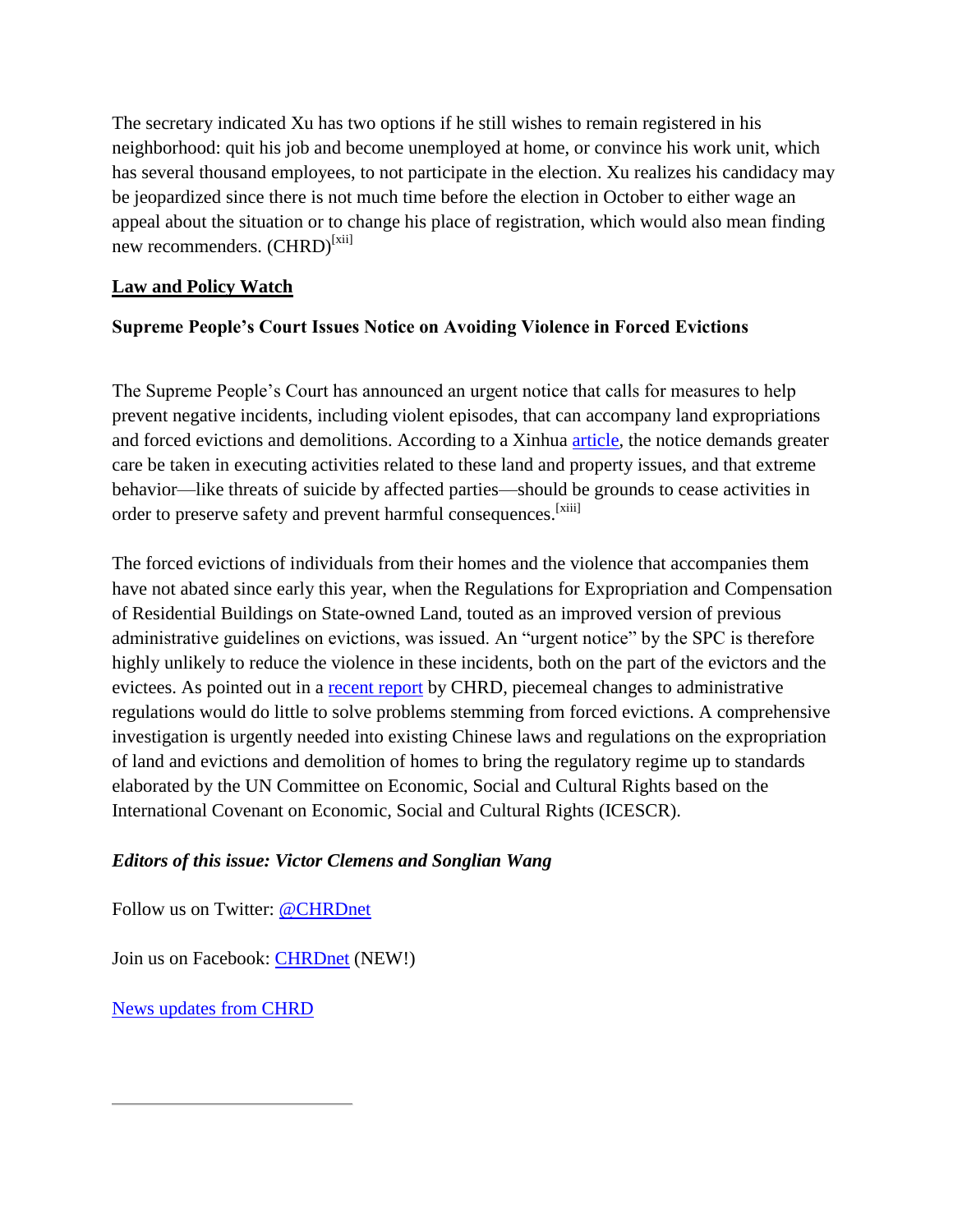The secretary indicated Xu has two options if he still wishes to remain registered in his neighborhood: quit his job and become unemployed at home, or convince his work unit, which has several thousand employees, to not participate in the election. Xu realizes his candidacy may be jeopardized since there is not much time before the election in October to either wage an appeal about the situation or to change his place of registration, which would also mean finding new recommenders. (CHRD)[xii]

## Law and Policy Watch

### Supreme People's Court Issues Notice on Avoiding Violence in Forced Evictions

The Supreme People's Court has announced an urgent notice that calls for measures to help prevent negative incidents, including violent episodes, that can accompany land expropriations and forced evictions and demolitions. According to a Xinhua article, the notice demands greater care be taken in executing activities related to these land and property issues, and that extreme behavior—like threats of suicide by affected parties—should be grounds to cease activities in order to preserve safety and prevent harmful consequences.[xiii]

The forced evictions of individuals from their homes and the violence that accompanies them have not abated since early this year, when the Regulations for Expropriation and Compensation of Residential Buildings on State-owned Land, touted as an improved version of previous administrative guidelines on evictions, was issued. An "urgent notice" by the SPC is therefore highly unlikely to reduce the violence in these incidents, both on the part of the evictors and the evictees. As pointed out in a recent report by CHRD, piecemeal changes to administrative regulations would do little to solve problems stemming from forced evictions. A comprehensive investigation is urgently needed into existing Chinese laws and regulations on the expropriation of land and evictions and demolition of homes to bring the regulatory regime up to standards elaborated by the UN Committee on Economic, Social and Cultural Rights based on the International Covenant on Economic, Social and Cultural Rights (ICESCR).

***Editors of this issue: Victor Clemens and Songlian Wang***

Follow us on Twitter: @CHRDnet

Join us on Facebook: CHRDnet (NEW!)

News updates from CHRD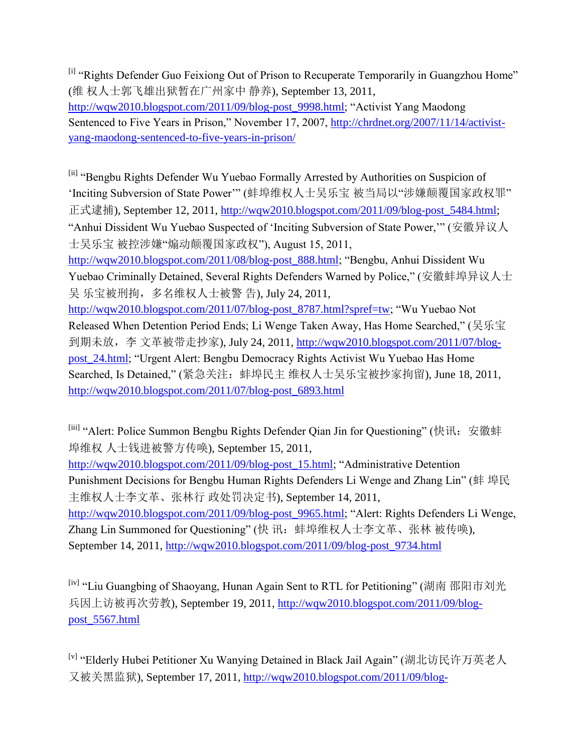[i] "Rights Defender Guo Feixiong Out of Prison to Recuperate Temporarily in Guangzhou Home" (维 权人士郭飞雄出狱暂在广州家中 静养), September 13, 2011, http://wqw2010.blogspot.com/2011/09/blog-post_9998.html; "Activist Yang Maodong Sentenced to Five Years in Prison," November 17, 2007, http://chrdnet.org/2007/11/14/activist-yang-maodong-sentenced-to-five-years-in-prison/

[ii] "Bengbu Rights Defender Wu Yuebao Formally Arrested by Authorities on Suspicion of 'Inciting Subversion of State Power'" (蚌埠维权人士吴乐宝 被当局以"涉嫌颠覆国家政权罪"正式逮捕), September 12, 2011, http://wqw2010.blogspot.com/2011/09/blog-post_5484.html; "Anhui Dissident Wu Yuebao Suspected of 'Inciting Subversion of State Power,'" (安徽异议人士吴乐宝 被控涉嫌"煽动颠覆国家政权"), August 15, 2011, http://wqw2010.blogspot.com/2011/08/blog-post_888.html; "Bengbu, Anhui Dissident Wu Yuebao Criminally Detained, Several Rights Defenders Warned by Police," (安徽蚌埠异议人士吴 乐宝被刑拘，多名维权人士被警 告), July 24, 2011, http://wqw2010.blogspot.com/2011/07/blog-post_8787.html?spref=tw; "Wu Yuebao Not Released When Detention Period Ends; Li Wenge Taken Away, Has Home Searched," (吴乐宝到期未放，李 文革被带走抄家), July 24, 2011, http://wqw2010.blogspot.com/2011/07/blog-post_24.html; "Urgent Alert: Bengbu Democracy Rights Activist Wu Yuebao Has Home Searched, Is Detained," (紧急关注：蚌埠民主 维权人士吴乐宝被抄家拘留), June 18, 2011, http://wqw2010.blogspot.com/2011/07/blog-post_6893.html

[iii] "Alert: Police Summon Bengbu Rights Defender Qian Jin for Questioning" (快讯：安徽蚌埠维权 人士钱进被警方传唤), September 15, 2011, http://wqw2010.blogspot.com/2011/09/blog-post_15.html; "Administrative Detention Punishment Decisions for Bengbu Human Rights Defenders Li Wenge and Zhang Lin" (蚌 埠民主维权人士李文革、张林行 政处罚决定书), September 14, 2011, http://wqw2010.blogspot.com/2011/09/blog-post_9965.html; "Alert: Rights Defenders Li Wenge, Zhang Lin Summoned for Questioning" (快 讯：蚌埠维权人士李文革、张林 被传唤), September 14, 2011, http://wqw2010.blogspot.com/2011/09/blog-post_9734.html

[iv] "Liu Guangbing of Shaoyang, Hunan Again Sent to RTL for Petitioning" (湖南 邵阳市刘光兵因上访被再次劳教), September 19, 2011, http://wqw2010.blogspot.com/2011/09/blog-post_5567.html

[v] "Elderly Hubei Petitioner Xu Wanying Detained in Black Jail Again" (湖北访民许万英老人又被关黑监狱), September 17, 2011, http://wqw2010.blogspot.com/2011/09/blog-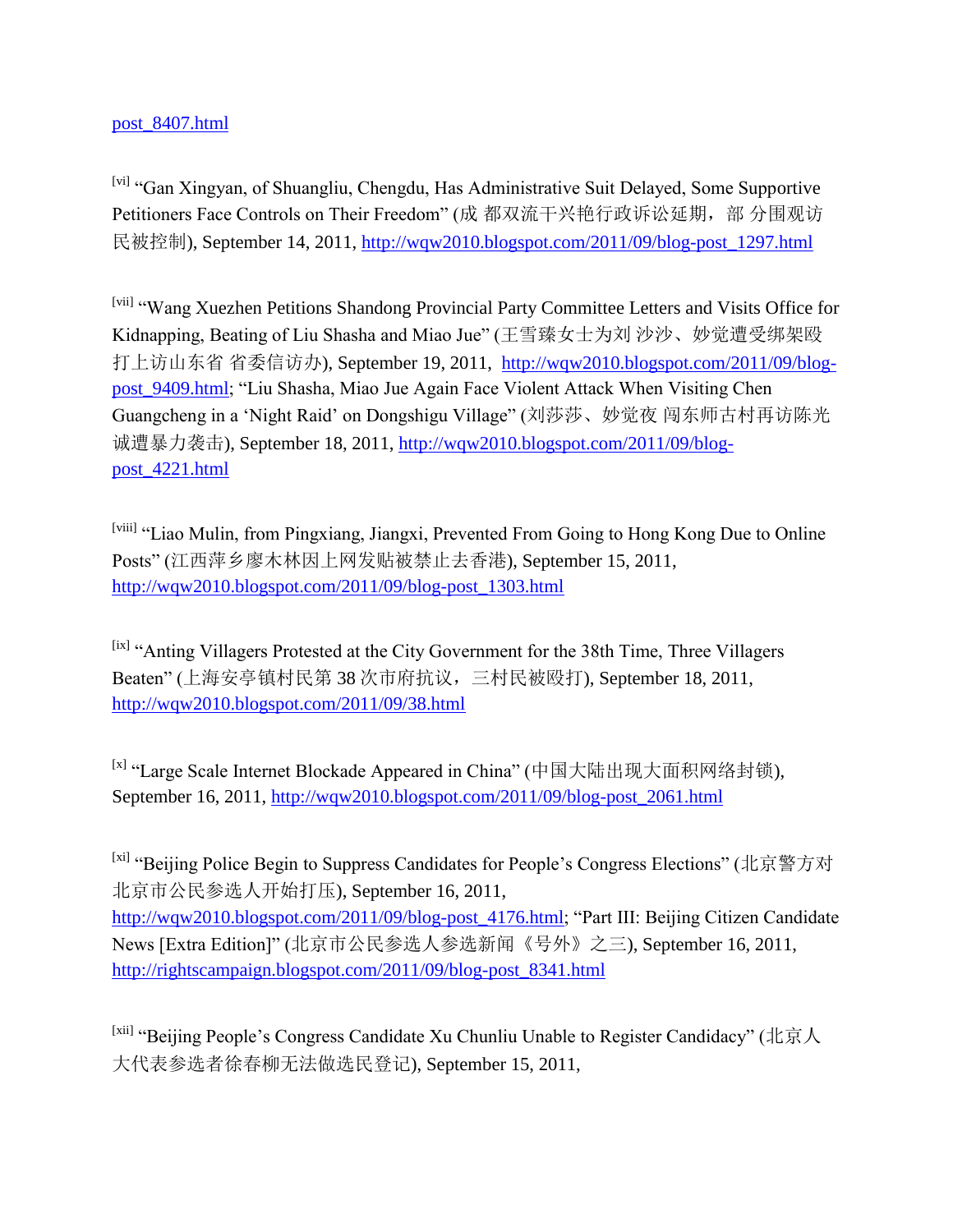post_8407.html

[vi] "Gan Xingyan, of Shuangliu, Chengdu, Has Administrative Suit Delayed, Some Supportive Petitioners Face Controls on Their Freedom" (成 都双流干兴艳行政诉讼延期，部 分围观访民被控制), September 14, 2011, http://wqw2010.blogspot.com/2011/09/blog-post_1297.html

[vii] "Wang Xuezhen Petitions Shandong Provincial Party Committee Letters and Visits Office for Kidnapping, Beating of Liu Shasha and Miao Jue" (王雪臻女士为刘 沙沙、妙觉遭受绑架殴打上访山东省 省委信访办), September 19, 2011, http://wqw2010.blogspot.com/2011/09/blog-post_9409.html; "Liu Shasha, Miao Jue Again Face Violent Attack When Visiting Chen Guangcheng in a 'Night Raid' on Dongshigu Village" (刘莎莎、妙觉夜 闯东师古村再访陈光诚遭暴力袭击), September 18, 2011, http://wqw2010.blogspot.com/2011/09/blog-post_4221.html

[viii] "Liao Mulin, from Pingxiang, Jiangxi, Prevented From Going to Hong Kong Due to Online Posts" (江西萍乡廖木林因上网发贴被禁止去香港), September 15, 2011, http://wqw2010.blogspot.com/2011/09/blog-post_1303.html

[ix] "Anting Villagers Protested at the City Government for the 38th Time, Three Villagers Beaten" (上海安亭镇村民第 38 次市府抗议，三村民被殴打), September 18, 2011, http://wqw2010.blogspot.com/2011/09/38.html

[x] "Large Scale Internet Blockade Appeared in China" (中国大陆出现大面积网络封锁), September 16, 2011, http://wqw2010.blogspot.com/2011/09/blog-post_2061.html

[xi] "Beijing Police Begin to Suppress Candidates for People's Congress Elections" (北京警方对北京市公民参选人开始打压), September 16, 2011, http://wqw2010.blogspot.com/2011/09/blog-post_4176.html; "Part III: Beijing Citizen Candidate News [Extra Edition]" (北京市公民参选人参选新闻《号外》之三), September 16, 2011, http://rightscampaign.blogspot.com/2011/09/blog-post_8341.html

[xii] "Beijing People's Congress Candidate Xu Chunliu Unable to Register Candidacy" (北京人大代表参选者徐春柳无法做选民登记), September 15, 2011,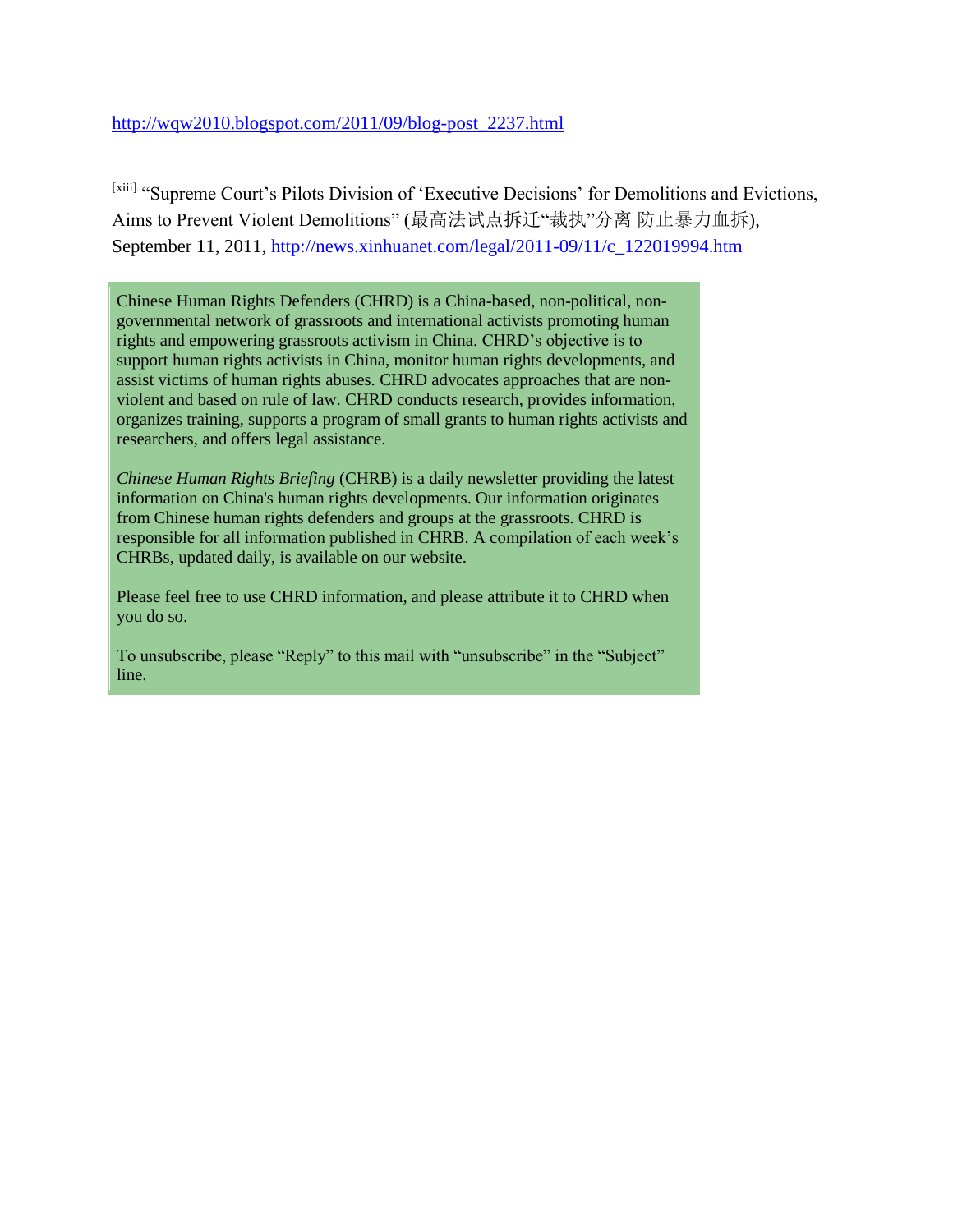http://wqw2010.blogspot.com/2011/09/blog-post_2237.html

[xiii] "Supreme Court's Pilots Division of 'Executive Decisions' for Demolitions and Evictions, Aims to Prevent Violent Demolitions" (最高法试点拆迁"裁执"分离 防止暴力血拆), September 11, 2011, http://news.xinhuanet.com/legal/2011-09/11/c_122019994.htm

Chinese Human Rights Defenders (CHRD) is a China-based, non-political, non-governmental network of grassroots and international activists promoting human rights and empowering grassroots activism in China. CHRD's objective is to support human rights activists in China, monitor human rights developments, and assist victims of human rights abuses. CHRD advocates approaches that are non-violent and based on rule of law. CHRD conducts research, provides information, organizes training, supports a program of small grants to human rights activists and researchers, and offers legal assistance.

*Chinese Human Rights Briefing* (CHRB) is a daily newsletter providing the latest information on China's human rights developments. Our information originates from Chinese human rights defenders and groups at the grassroots. CHRD is responsible for all information published in CHRB. A compilation of each week's CHRBs, updated daily, is available on our website.

Please feel free to use CHRD information, and please attribute it to CHRD when you do so.

To unsubscribe, please "Reply" to this mail with "unsubscribe" in the "Subject" line.